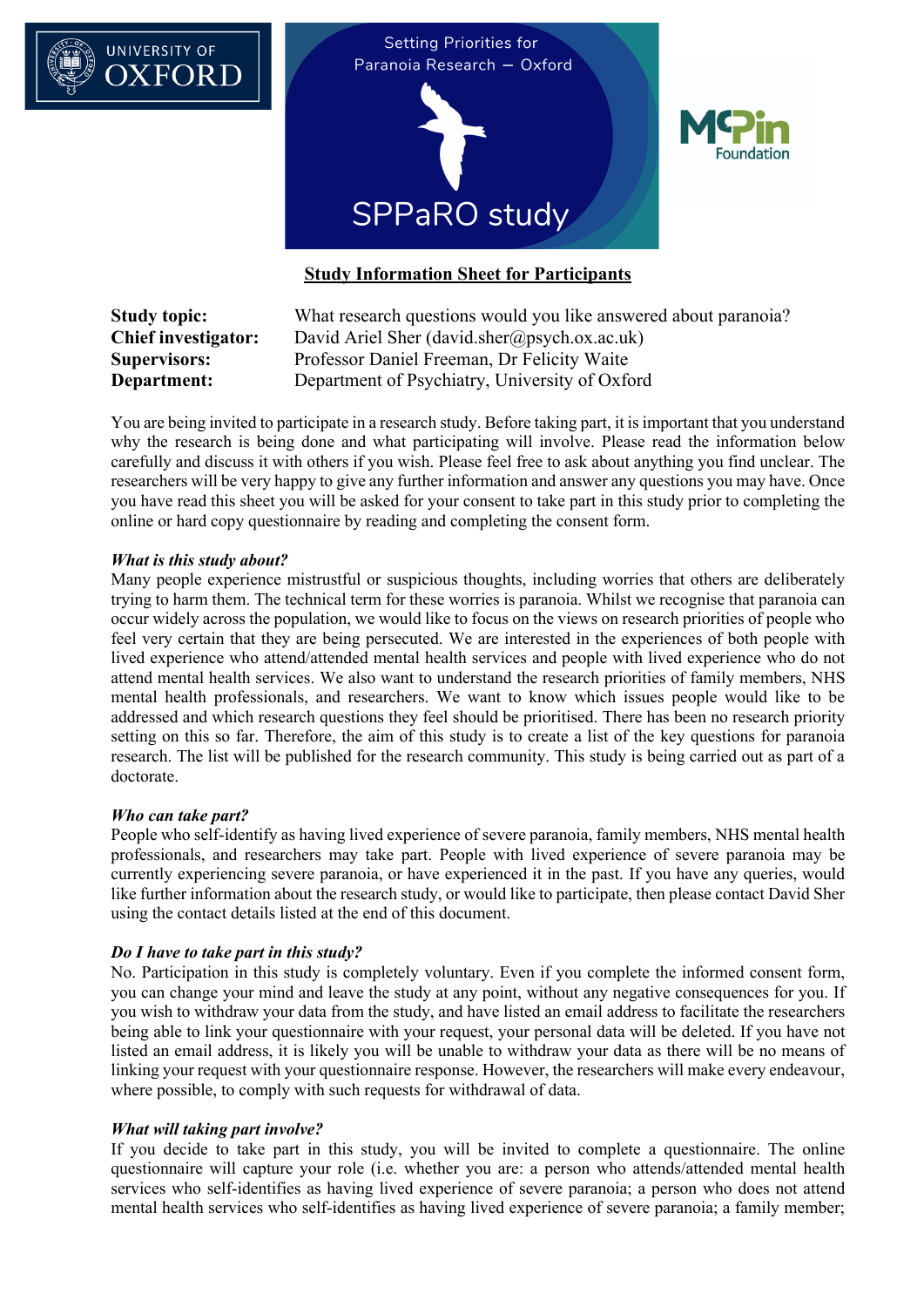UNIVERSITY OF OXFORD

Setting Priorities for Paranoia Research – Oxford

SPPaRO study

McPin Foundation

# Study Information Sheet for Participants

**Study topic:** What research questions would you like answered about paranoia?
**Chief investigator:** David Ariel Sher (david.sher@psych.ox.ac.uk)
**Supervisors:** Professor Daniel Freeman, Dr Felicity Waite
**Department:** Department of Psychiatry, University of Oxford

You are being invited to participate in a research study. Before taking part, it is important that you understand why the research is being done and what participating will involve. Please read the information below carefully and discuss it with others if you wish. Please feel free to ask about anything you find unclear. The researchers will be very happy to give any further information and answer any questions you may have. Once you have read this sheet you will be asked for your consent to take part in this study prior to completing the online or hard copy questionnaire by reading and completing the consent form.

### *What is this study about?*

Many people experience mistrustful or suspicious thoughts, including worries that others are deliberately trying to harm them. The technical term for these worries is paranoia. Whilst we recognise that paranoia can occur widely across the population, we would like to focus on the views on research priorities of people who feel very certain that they are being persecuted. We are interested in the experiences of both people with lived experience who attend/attended mental health services and people with lived experience who do not attend mental health services. We also want to understand the research priorities of family members, NHS mental health professionals, and researchers. We want to know which issues people would like to be addressed and which research questions they feel should be prioritised. There has been no research priority setting on this so far. Therefore, the aim of this study is to create a list of the key questions for paranoia research. The list will be published for the research community. This study is being carried out as part of a doctorate.

### *Who can take part?*

People who self-identify as having lived experience of severe paranoia, family members, NHS mental health professionals, and researchers may take part. People with lived experience of severe paranoia may be currently experiencing severe paranoia, or have experienced it in the past. If you have any queries, would like further information about the research study, or would like to participate, then please contact David Sher using the contact details listed at the end of this document.

### *Do I have to take part in this study?*

No. Participation in this study is completely voluntary. Even if you complete the informed consent form, you can change your mind and leave the study at any point, without any negative consequences for you. If you wish to withdraw your data from the study, and have listed an email address to facilitate the researchers being able to link your questionnaire with your request, your personal data will be deleted. If you have not listed an email address, it is likely you will be unable to withdraw your data as there will be no means of linking your request with your questionnaire response. However, the researchers will make every endeavour, where possible, to comply with such requests for withdrawal of data.

### *What will taking part involve?*

If you decide to take part in this study, you will be invited to complete a questionnaire. The online questionnaire will capture your role (i.e. whether you are: a person who attends/attended mental health services who self-identifies as having lived experience of severe paranoia; a person who does not attend mental health services who self-identifies as having lived experience of severe paranoia; a family member;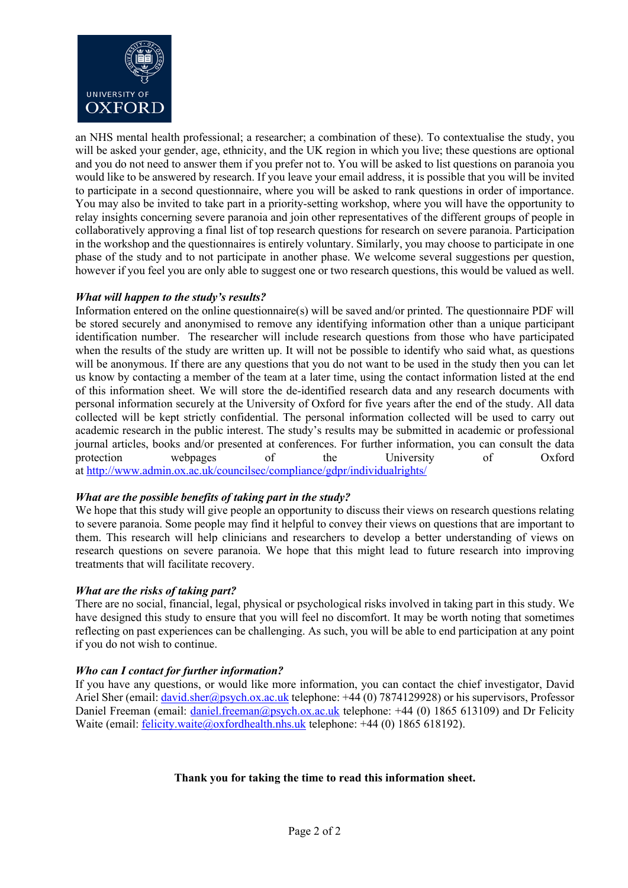an NHS mental health professional; a researcher; a combination of these). To contextualise the study, you will be asked your gender, age, ethnicity, and the UK region in which you live; these questions are optional and you do not need to answer them if you prefer not to. You will be asked to list questions on paranoia you would like to be answered by research. If you leave your email address, it is possible that you will be invited to participate in a second questionnaire, where you will be asked to rank questions in order of importance. You may also be invited to take part in a priority-setting workshop, where you will have the opportunity to relay insights concerning severe paranoia and join other representatives of the different groups of people in collaboratively approving a final list of top research questions for research on severe paranoia. Participation in the workshop and the questionnaires is entirely voluntary. Similarly, you may choose to participate in one phase of the study and to not participate in another phase. We welcome several suggestions per question, however if you feel you are only able to suggest one or two research questions, this would be valued as well.

***What will happen to the study's results?***

Information entered on the online questionnaire(s) will be saved and/or printed. The questionnaire PDF will be stored securely and anonymised to remove any identifying information other than a unique participant identification number. The researcher will include research questions from those who have participated when the results of the study are written up. It will not be possible to identify who said what, as questions will be anonymous. If there are any questions that you do not want to be used in the study then you can let us know by contacting a member of the team at a later time, using the contact information listed at the end of this information sheet. We will store the de-identified research data and any research documents with personal information securely at the University of Oxford for five years after the end of the study. All data collected will be kept strictly confidential. The personal information collected will be used to carry out academic research in the public interest. The study's results may be submitted in academic or professional journal articles, books and/or presented at conferences. For further information, you can consult the data protection webpages of the University of Oxford at http://www.admin.ox.ac.uk/councilsec/compliance/gdpr/individualrights/

***What are the possible benefits of taking part in the study?***

We hope that this study will give people an opportunity to discuss their views on research questions relating to severe paranoia. Some people may find it helpful to convey their views on questions that are important to them. This research will help clinicians and researchers to develop a better understanding of views on research questions on severe paranoia. We hope that this might lead to future research into improving treatments that will facilitate recovery.

***What are the risks of taking part?***

There are no social, financial, legal, physical or psychological risks involved in taking part in this study. We have designed this study to ensure that you will feel no discomfort. It may be worth noting that sometimes reflecting on past experiences can be challenging. As such, you will be able to end participation at any point if you do not wish to continue.

***Who can I contact for further information?***

If you have any questions, or would like more information, you can contact the chief investigator, David Ariel Sher (email: david.sher@psych.ox.ac.uk telephone: +44 (0) 7874129928) or his supervisors, Professor Daniel Freeman (email: daniel.freeman@psych.ox.ac.uk telephone: +44 (0) 1865 613109) and Dr Felicity Waite (email: felicity.waite@oxfordhealth.nhs.uk telephone: +44 (0) 1865 618192).

**Thank you for taking the time to read this information sheet.**